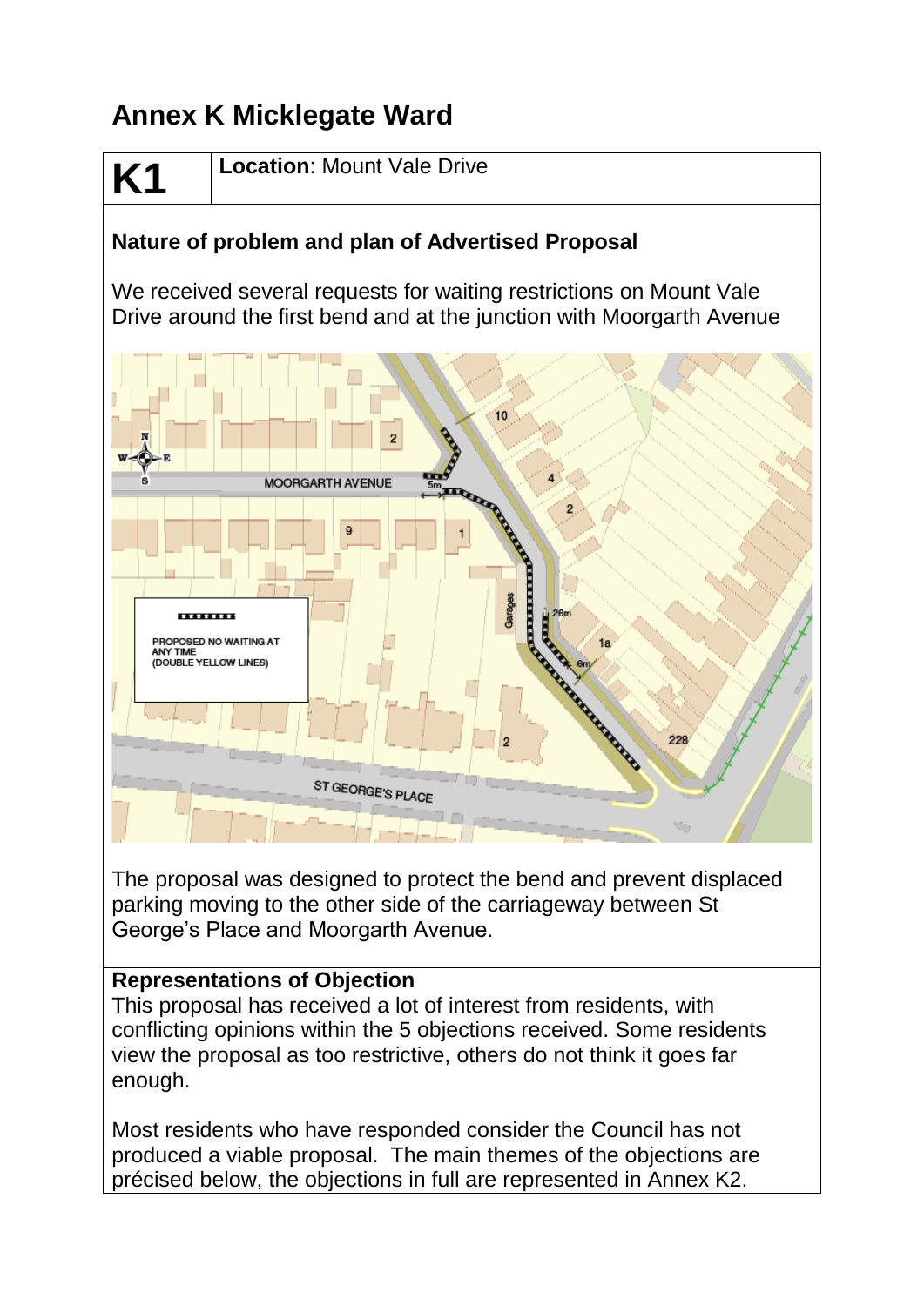# Annex K Micklegate Ward

| **K1** | **Location**: Mount Vale Drive |
|---|---|

## Nature of problem and plan of Advertised Proposal

We received several requests for waiting restrictions on Mount Vale Drive around the first bend and at the junction with Moorgarth Avenue

The proposal was designed to protect the bend and prevent displaced parking moving to the other side of the carriageway between St George's Place and Moorgarth Avenue.

**Representations of Objection**

This proposal has received a lot of interest from residents, with conflicting opinions within the 5 objections received. Some residents view the proposal as too restrictive, others do not think it goes far enough.

Most residents who have responded consider the Council has not produced a viable proposal. The main themes of the objections are précised below, the objections in full are represented in Annex K2.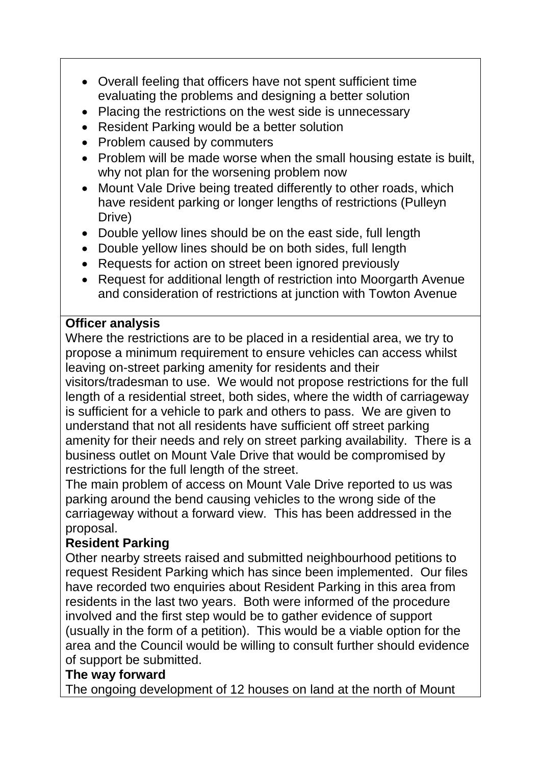- Overall feeling that officers have not spent sufficient time evaluating the problems and designing a better solution
- Placing the restrictions on the west side is unnecessary
- Resident Parking would be a better solution
- Problem caused by commuters
- Problem will be made worse when the small housing estate is built, why not plan for the worsening problem now
- Mount Vale Drive being treated differently to other roads, which have resident parking or longer lengths of restrictions (Pulleyn Drive)
- Double yellow lines should be on the east side, full length
- Double yellow lines should be on both sides, full length
- Requests for action on street been ignored previously
- Request for additional length of restriction into Moorgarth Avenue and consideration of restrictions at junction with Towton Avenue

**Officer analysis**

Where the restrictions are to be placed in a residential area, we try to propose a minimum requirement to ensure vehicles can access whilst leaving on-street parking amenity for residents and their visitors/tradesman to use. We would not propose restrictions for the full length of a residential street, both sides, where the width of carriageway is sufficient for a vehicle to park and others to pass. We are given to understand that not all residents have sufficient off street parking amenity for their needs and rely on street parking availability. There is a business outlet on Mount Vale Drive that would be compromised by restrictions for the full length of the street.

The main problem of access on Mount Vale Drive reported to us was parking around the bend causing vehicles to the wrong side of the carriageway without a forward view. This has been addressed in the proposal.

**Resident Parking**

Other nearby streets raised and submitted neighbourhood petitions to request Resident Parking which has since been implemented. Our files have recorded two enquiries about Resident Parking in this area from residents in the last two years. Both were informed of the procedure involved and the first step would be to gather evidence of support (usually in the form of a petition). This would be a viable option for the area and the Council would be willing to consult further should evidence of support be submitted.

**The way forward**

The ongoing development of 12 houses on land at the north of Mount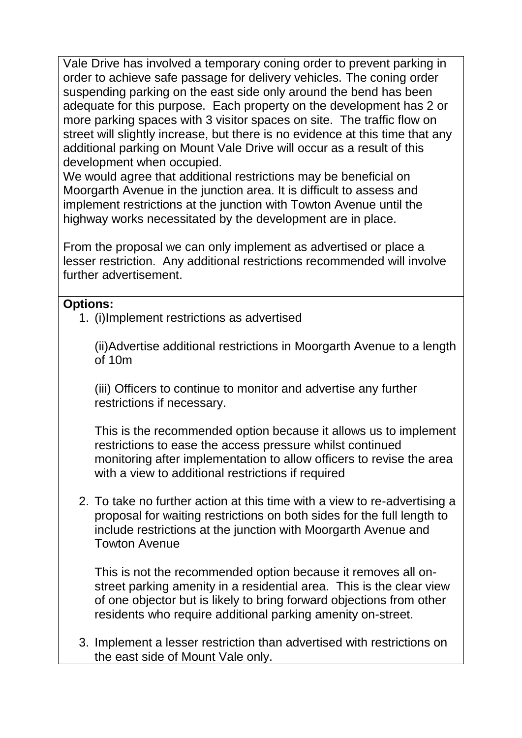Vale Drive has involved a temporary coning order to prevent parking in order to achieve safe passage for delivery vehicles. The coning order suspending parking on the east side only around the bend has been adequate for this purpose. Each property on the development has 2 or more parking spaces with 3 visitor spaces on site. The traffic flow on street will slightly increase, but there is no evidence at this time that any additional parking on Mount Vale Drive will occur as a result of this development when occupied.

We would agree that additional restrictions may be beneficial on Moorgarth Avenue in the junction area. It is difficult to assess and implement restrictions at the junction with Towton Avenue until the highway works necessitated by the development are in place.

From the proposal we can only implement as advertised or place a lesser restriction. Any additional restrictions recommended will involve further advertisement.

**Options:**

1. (i)Implement restrictions as advertised

   (ii)Advertise additional restrictions in Moorgarth Avenue to a length of 10m

   (iii) Officers to continue to monitor and advertise any further restrictions if necessary.

   This is the recommended option because it allows us to implement restrictions to ease the access pressure whilst continued monitoring after implementation to allow officers to revise the area with a view to additional restrictions if required

2. To take no further action at this time with a view to re-advertising a proposal for waiting restrictions on both sides for the full length to include restrictions at the junction with Moorgarth Avenue and Towton Avenue

   This is not the recommended option because it removes all on-street parking amenity in a residential area. This is the clear view of one objector but is likely to bring forward objections from other residents who require additional parking amenity on-street.

3. Implement a lesser restriction than advertised with restrictions on the east side of Mount Vale only.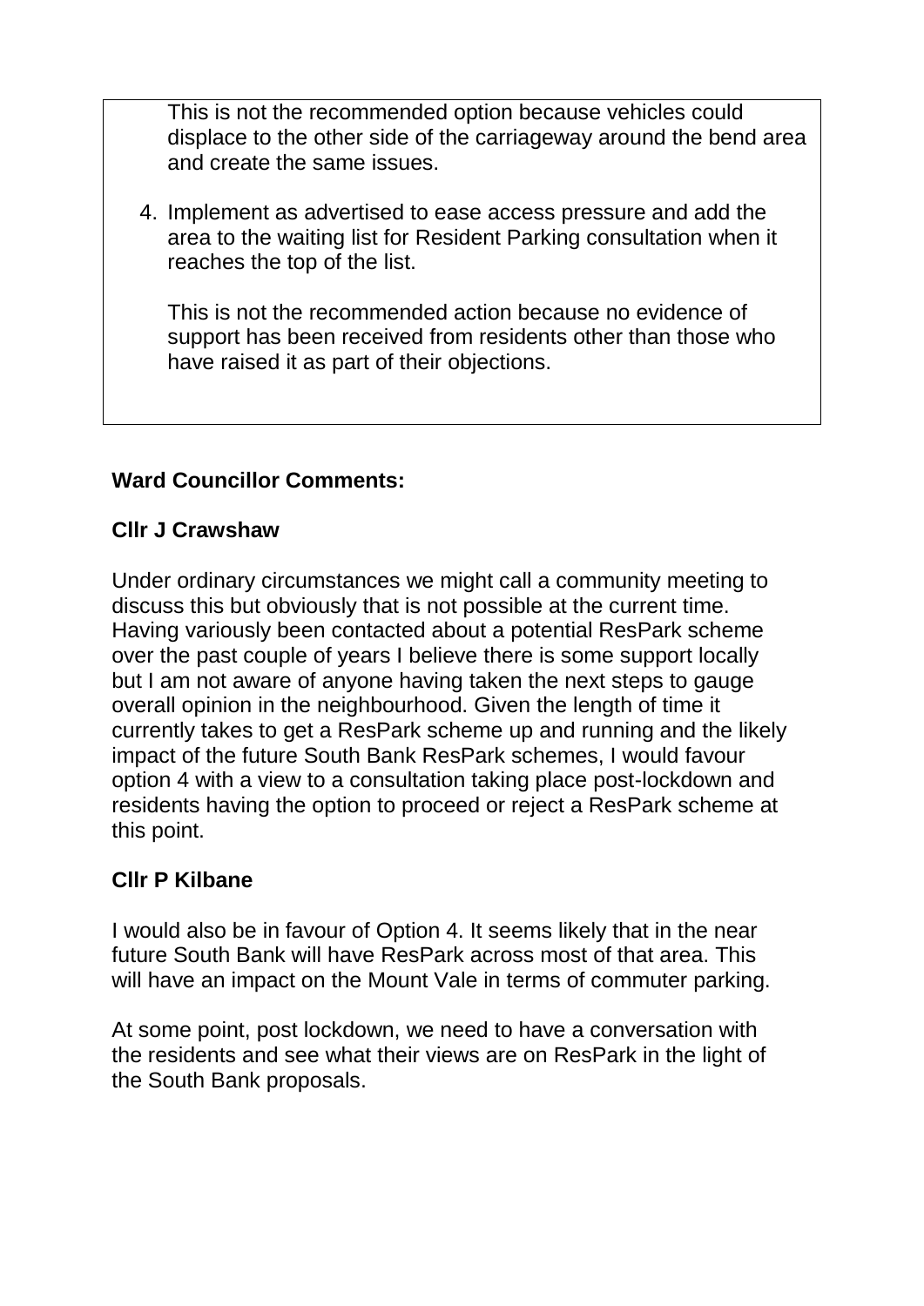This is not the recommended option because vehicles could displace to the other side of the carriageway around the bend area and create the same issues.

4. Implement as advertised to ease access pressure and add the area to the waiting list for Resident Parking consultation when it reaches the top of the list.

   This is not the recommended action because no evidence of support has been received from residents other than those who have raised it as part of their objections.

**Ward Councillor Comments:**

**Cllr J Crawshaw**

Under ordinary circumstances we might call a community meeting to discuss this but obviously that is not possible at the current time. Having variously been contacted about a potential ResPark scheme over the past couple of years I believe there is some support locally but I am not aware of anyone having taken the next steps to gauge overall opinion in the neighbourhood. Given the length of time it currently takes to get a ResPark scheme up and running and the likely impact of the future South Bank ResPark schemes, I would favour option 4 with a view to a consultation taking place post-lockdown and residents having the option to proceed or reject a ResPark scheme at this point.

**Cllr P Kilbane**

I would also be in favour of Option 4. It seems likely that in the near future South Bank will have ResPark across most of that area. This will have an impact on the Mount Vale in terms of commuter parking.

At some point, post lockdown, we need to have a conversation with the residents and see what their views are on ResPark in the light of the South Bank proposals.